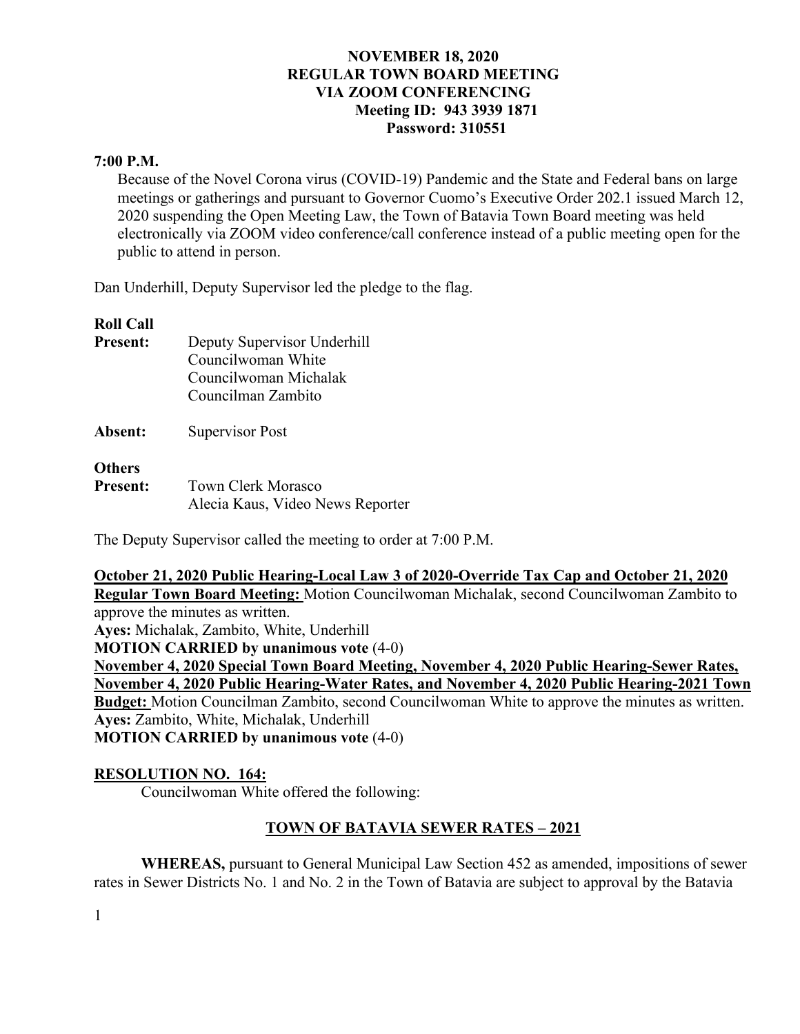**NOVEMBER 18, 2020**
**REGULAR TOWN BOARD MEETING**
**VIA ZOOM CONFERENCING**
**Meeting ID: 943 3939 1871**
**Password: 310551**

**7:00 P.M.**

Because of the Novel Corona virus (COVID-19) Pandemic and the State and Federal bans on large meetings or gatherings and pursuant to Governor Cuomo's Executive Order 202.1 issued March 12, 2020 suspending the Open Meeting Law, the Town of Batavia Town Board meeting was held electronically via ZOOM video conference/call conference instead of a public meeting open for the public to attend in person.

Dan Underhill, Deputy Supervisor led the pledge to the flag.

**Roll Call**

**Present:** Deputy Supervisor Underhill
Councilwoman White
Councilwoman Michalak
Councilman Zambito

**Absent:** Supervisor Post

**Others**
**Present:** Town Clerk Morasco
Alecia Kaus, Video News Reporter

The Deputy Supervisor called the meeting to order at 7:00 P.M.

**October 21, 2020 Public Hearing-Local Law 3 of 2020-Override Tax Cap and October 21, 2020 Regular Town Board Meeting:** Motion Councilwoman Michalak, second Councilwoman Zambito to approve the minutes as written.
**Ayes:** Michalak, Zambito, White, Underhill
**MOTION CARRIED by unanimous vote** (4-0)

**November 4, 2020 Special Town Board Meeting, November 4, 2020 Public Hearing-Sewer Rates, November 4, 2020 Public Hearing-Water Rates, and November 4, 2020 Public Hearing-2021 Town Budget:** Motion Councilman Zambito, second Councilwoman White to approve the minutes as written.
**Ayes:** Zambito, White, Michalak, Underhill
**MOTION CARRIED by unanimous vote** (4-0)

**RESOLUTION NO. 164:**

Councilwoman White offered the following:

**TOWN OF BATAVIA SEWER RATES – 2021**

**WHEREAS,** pursuant to General Municipal Law Section 452 as amended, impositions of sewer rates in Sewer Districts No. 1 and No. 2 in the Town of Batavia are subject to approval by the Batavia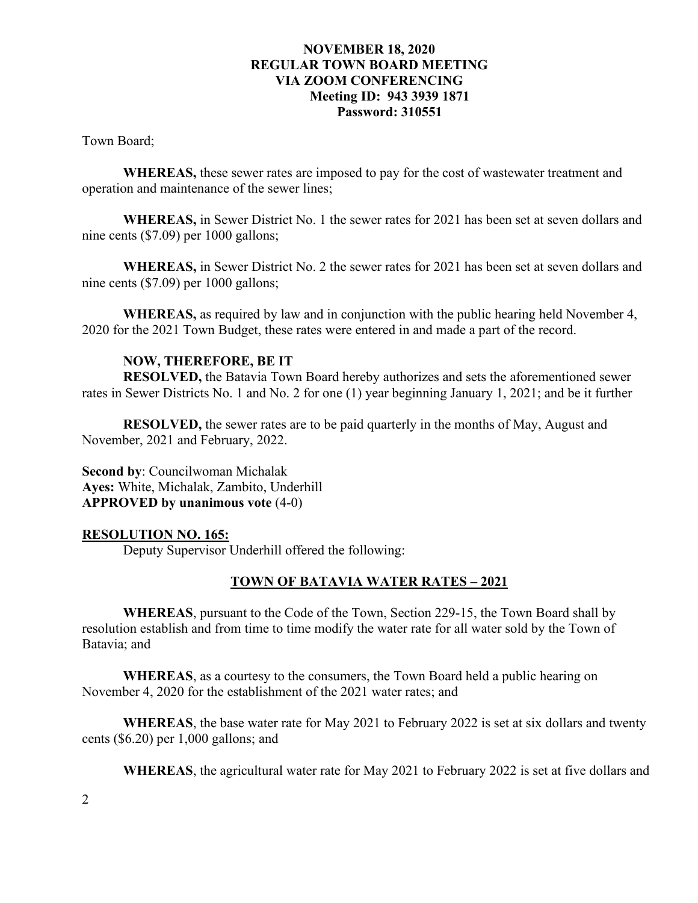Town Board;

**WHEREAS,** these sewer rates are imposed to pay for the cost of wastewater treatment and operation and maintenance of the sewer lines;

**WHEREAS,** in Sewer District No. 1 the sewer rates for 2021 has been set at seven dollars and nine cents ($7.09) per 1000 gallons;

**WHEREAS,** in Sewer District No. 2 the sewer rates for 2021 has been set at seven dollars and nine cents ($7.09) per 1000 gallons;

**WHEREAS,** as required by law and in conjunction with the public hearing held November 4, 2020 for the 2021 Town Budget, these rates were entered in and made a part of the record.

**NOW, THEREFORE, BE IT**
**RESOLVED,** the Batavia Town Board hereby authorizes and sets the aforementioned sewer rates in Sewer Districts No. 1 and No. 2 for one (1) year beginning January 1, 2021; and be it further

**RESOLVED,** the sewer rates are to be paid quarterly in the months of May, August and November, 2021 and February, 2022.

**Second by**: Councilwoman Michalak
**Ayes:** White, Michalak, Zambito, Underhill
**APPROVED by unanimous vote** (4-0)

**RESOLUTION NO. 165:**

Deputy Supervisor Underhill offered the following:

**TOWN OF BATAVIA WATER RATES – 2021**

**WHEREAS**, pursuant to the Code of the Town, Section 229-15, the Town Board shall by resolution establish and from time to time modify the water rate for all water sold by the Town of Batavia; and

**WHEREAS**, as a courtesy to the consumers, the Town Board held a public hearing on November 4, 2020 for the establishment of the 2021 water rates; and

**WHEREAS**, the base water rate for May 2021 to February 2022 is set at six dollars and twenty cents ($6.20) per 1,000 gallons; and

**WHEREAS**, the agricultural water rate for May 2021 to February 2022 is set at five dollars and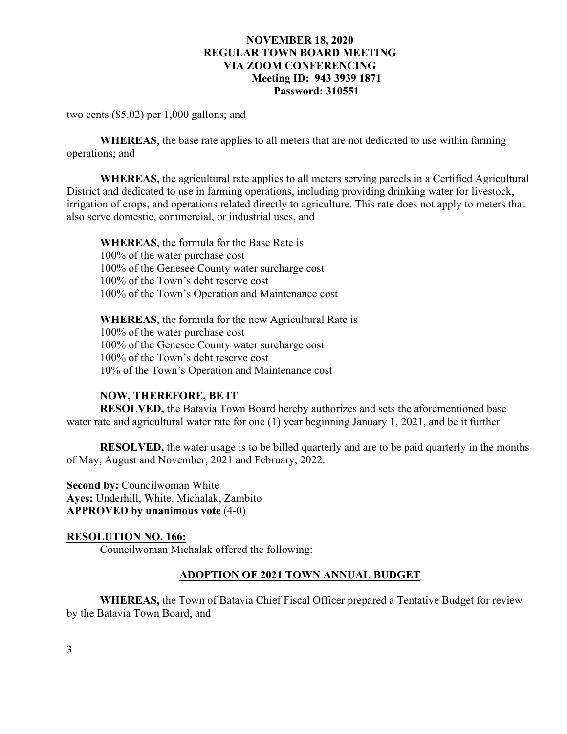two cents ($5.02) per 1,000 gallons; and

**WHEREAS**, the base rate applies to all meters that are not dedicated to use within farming operations; and

**WHEREAS,** the agricultural rate applies to all meters serving parcels in a Certified Agricultural District and dedicated to use in farming operations, including providing drinking water for livestock, irrigation of crops, and operations related directly to agriculture. This rate does not apply to meters that also serve domestic, commercial, or industrial uses, and

**WHEREAS**, the formula for the Base Rate is
100% of the water purchase cost
100% of the Genesee County water surcharge cost
100% of the Town's debt reserve cost
100% of the Town's Operation and Maintenance cost

**WHEREAS**, the formula for the new Agricultural Rate is
100% of the water purchase cost
100% of the Genesee County water surcharge cost
100% of the Town's debt reserve cost
10% of the Town's Operation and Maintenance cost

**NOW, THEREFORE, BE IT**
**RESOLVED,** the Batavia Town Board hereby authorizes and sets the aforementioned base water rate and agricultural water rate for one (1) year beginning January 1, 2021, and be it further

**RESOLVED,** the water usage is to be billed quarterly and are to be paid quarterly in the months of May, August and November, 2021 and February, 2022.

**Second by:** Councilwoman White
**Ayes:** Underhill, White, Michalak, Zambito
**APPROVED by unanimous vote** (4-0)

**RESOLUTION NO. 166:**

Councilwoman Michalak offered the following:

**ADOPTION OF 2021 TOWN ANNUAL BUDGET**

**WHEREAS,** the Town of Batavia Chief Fiscal Officer prepared a Tentative Budget for review by the Batavia Town Board, and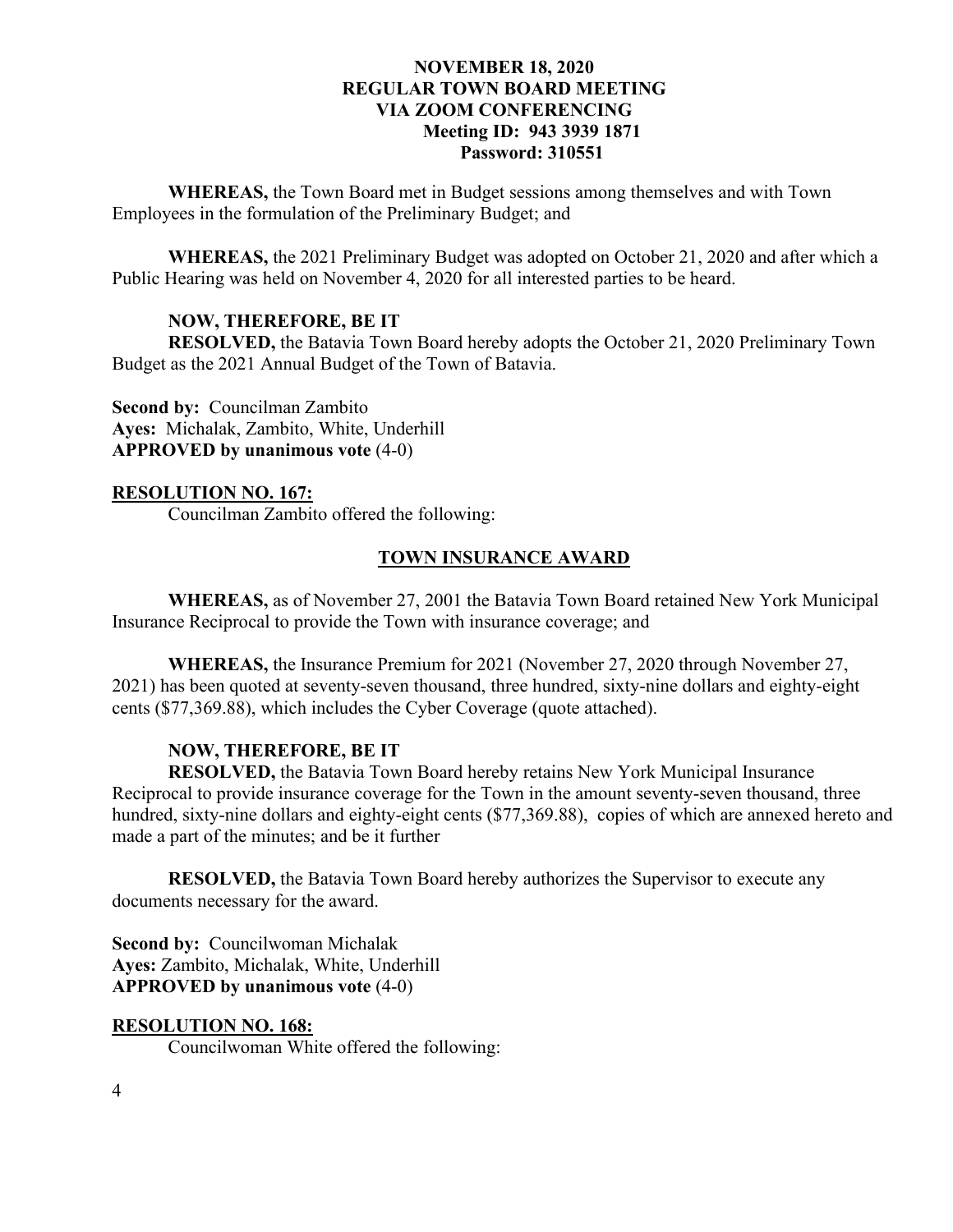**WHEREAS,** the Town Board met in Budget sessions among themselves and with Town Employees in the formulation of the Preliminary Budget; and

**WHEREAS,** the 2021 Preliminary Budget was adopted on October 21, 2020 and after which a Public Hearing was held on November 4, 2020 for all interested parties to be heard.

**NOW, THEREFORE, BE IT**

**RESOLVED,** the Batavia Town Board hereby adopts the October 21, 2020 Preliminary Town Budget as the 2021 Annual Budget of the Town of Batavia.

**Second by:** Councilman Zambito
**Ayes:** Michalak, Zambito, White, Underhill
**APPROVED by unanimous vote** (4-0)

**RESOLUTION NO. 167:**

Councilman Zambito offered the following:

**TOWN INSURANCE AWARD**

**WHEREAS,** as of November 27, 2001 the Batavia Town Board retained New York Municipal Insurance Reciprocal to provide the Town with insurance coverage; and

**WHEREAS,** the Insurance Premium for 2021 (November 27, 2020 through November 27, 2021) has been quoted at seventy-seven thousand, three hundred, sixty-nine dollars and eighty-eight cents ($77,369.88), which includes the Cyber Coverage (quote attached).

**NOW, THEREFORE, BE IT**

**RESOLVED,** the Batavia Town Board hereby retains New York Municipal Insurance Reciprocal to provide insurance coverage for the Town in the amount seventy-seven thousand, three hundred, sixty-nine dollars and eighty-eight cents ($77,369.88), copies of which are annexed hereto and made a part of the minutes; and be it further

**RESOLVED,** the Batavia Town Board hereby authorizes the Supervisor to execute any documents necessary for the award.

**Second by:** Councilwoman Michalak
**Ayes:** Zambito, Michalak, White, Underhill
**APPROVED by unanimous vote** (4-0)

**RESOLUTION NO. 168:**

Councilwoman White offered the following: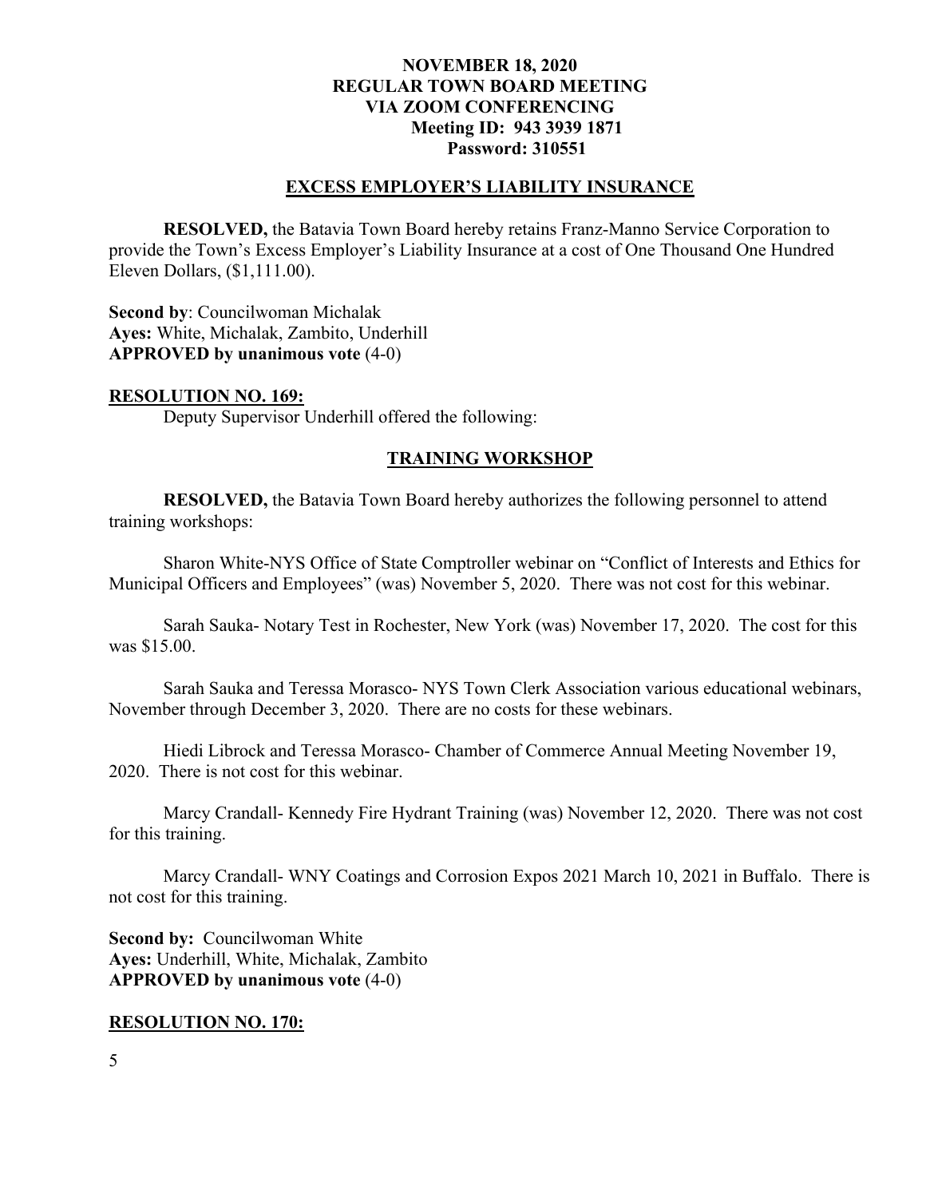## EXCESS EMPLOYER'S LIABILITY INSURANCE

**RESOLVED,** the Batavia Town Board hereby retains Franz-Manno Service Corporation to provide the Town's Excess Employer's Liability Insurance at a cost of One Thousand One Hundred Eleven Dollars, ($1,111.00).

**Second by**: Councilwoman Michalak
**Ayes:** White, Michalak, Zambito, Underhill
**APPROVED by unanimous vote** (4-0)

**RESOLUTION NO. 169:**

Deputy Supervisor Underhill offered the following:

## TRAINING WORKSHOP

**RESOLVED,** the Batavia Town Board hereby authorizes the following personnel to attend training workshops:

Sharon White-NYS Office of State Comptroller webinar on "Conflict of Interests and Ethics for Municipal Officers and Employees" (was) November 5, 2020. There was not cost for this webinar.

Sarah Sauka- Notary Test in Rochester, New York (was) November 17, 2020. The cost for this was $15.00.

Sarah Sauka and Teressa Morasco- NYS Town Clerk Association various educational webinars, November through December 3, 2020. There are no costs for these webinars.

Hiedi Librock and Teressa Morasco- Chamber of Commerce Annual Meeting November 19, 2020. There is not cost for this webinar.

Marcy Crandall- Kennedy Fire Hydrant Training (was) November 12, 2020. There was not cost for this training.

Marcy Crandall- WNY Coatings and Corrosion Expos 2021 March 10, 2021 in Buffalo. There is not cost for this training.

**Second by:** Councilwoman White
**Ayes:** Underhill, White, Michalak, Zambito
**APPROVED by unanimous vote** (4-0)

**RESOLUTION NO. 170:**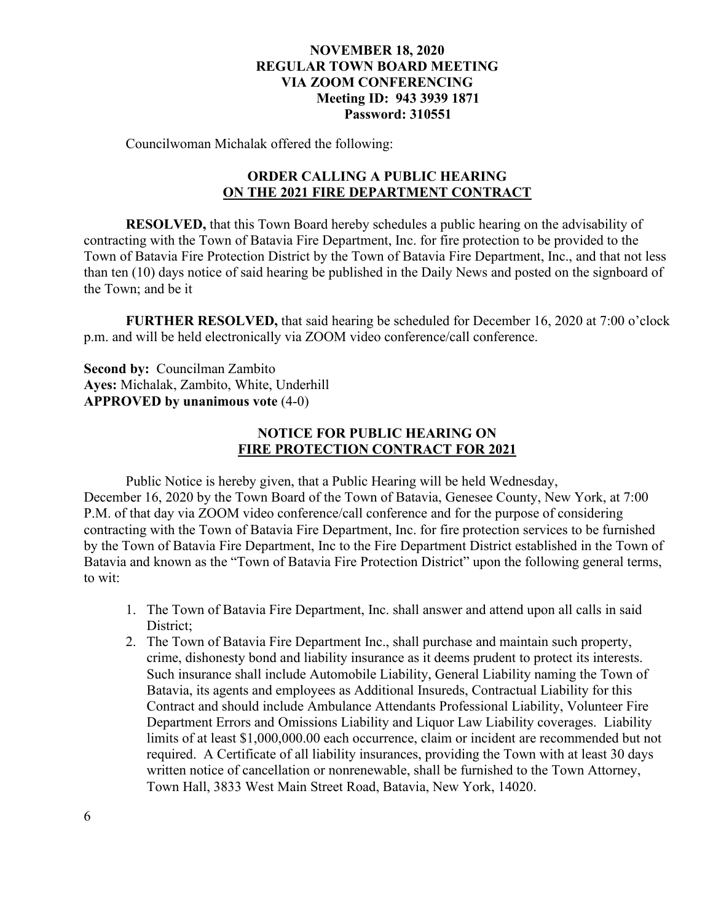**NOVEMBER 18, 2020**
**REGULAR TOWN BOARD MEETING**
**VIA ZOOM CONFERENCING**
**Meeting ID: 943 3939 1871**
**Password: 310551**

Councilwoman Michalak offered the following:

**ORDER CALLING A PUBLIC HEARING**
**ON THE 2021 FIRE DEPARTMENT CONTRACT**

**RESOLVED,** that this Town Board hereby schedules a public hearing on the advisability of contracting with the Town of Batavia Fire Department, Inc. for fire protection to be provided to the Town of Batavia Fire Protection District by the Town of Batavia Fire Department, Inc., and that not less than ten (10) days notice of said hearing be published in the Daily News and posted on the signboard of the Town; and be it

**FURTHER RESOLVED,** that said hearing be scheduled for December 16, 2020 at 7:00 o'clock p.m. and will be held electronically via ZOOM video conference/call conference.

**Second by:** Councilman Zambito
**Ayes:** Michalak, Zambito, White, Underhill
**APPROVED by unanimous vote** (4-0)

**NOTICE FOR PUBLIC HEARING ON**
**FIRE PROTECTION CONTRACT FOR 2021**

Public Notice is hereby given, that a Public Hearing will be held Wednesday, December 16, 2020 by the Town Board of the Town of Batavia, Genesee County, New York, at 7:00 P.M. of that day via ZOOM video conference/call conference and for the purpose of considering contracting with the Town of Batavia Fire Department, Inc. for fire protection services to be furnished by the Town of Batavia Fire Department, Inc to the Fire Department District established in the Town of Batavia and known as the "Town of Batavia Fire Protection District" upon the following general terms, to wit:

1. The Town of Batavia Fire Department, Inc. shall answer and attend upon all calls in said District;
2. The Town of Batavia Fire Department Inc., shall purchase and maintain such property, crime, dishonesty bond and liability insurance as it deems prudent to protect its interests. Such insurance shall include Automobile Liability, General Liability naming the Town of Batavia, its agents and employees as Additional Insureds, Contractual Liability for this Contract and should include Ambulance Attendants Professional Liability, Volunteer Fire Department Errors and Omissions Liability and Liquor Law Liability coverages. Liability limits of at least $1,000,000.00 each occurrence, claim or incident are recommended but not required. A Certificate of all liability insurances, providing the Town with at least 30 days written notice of cancellation or nonrenewable, shall be furnished to the Town Attorney, Town Hall, 3833 West Main Street Road, Batavia, New York, 14020.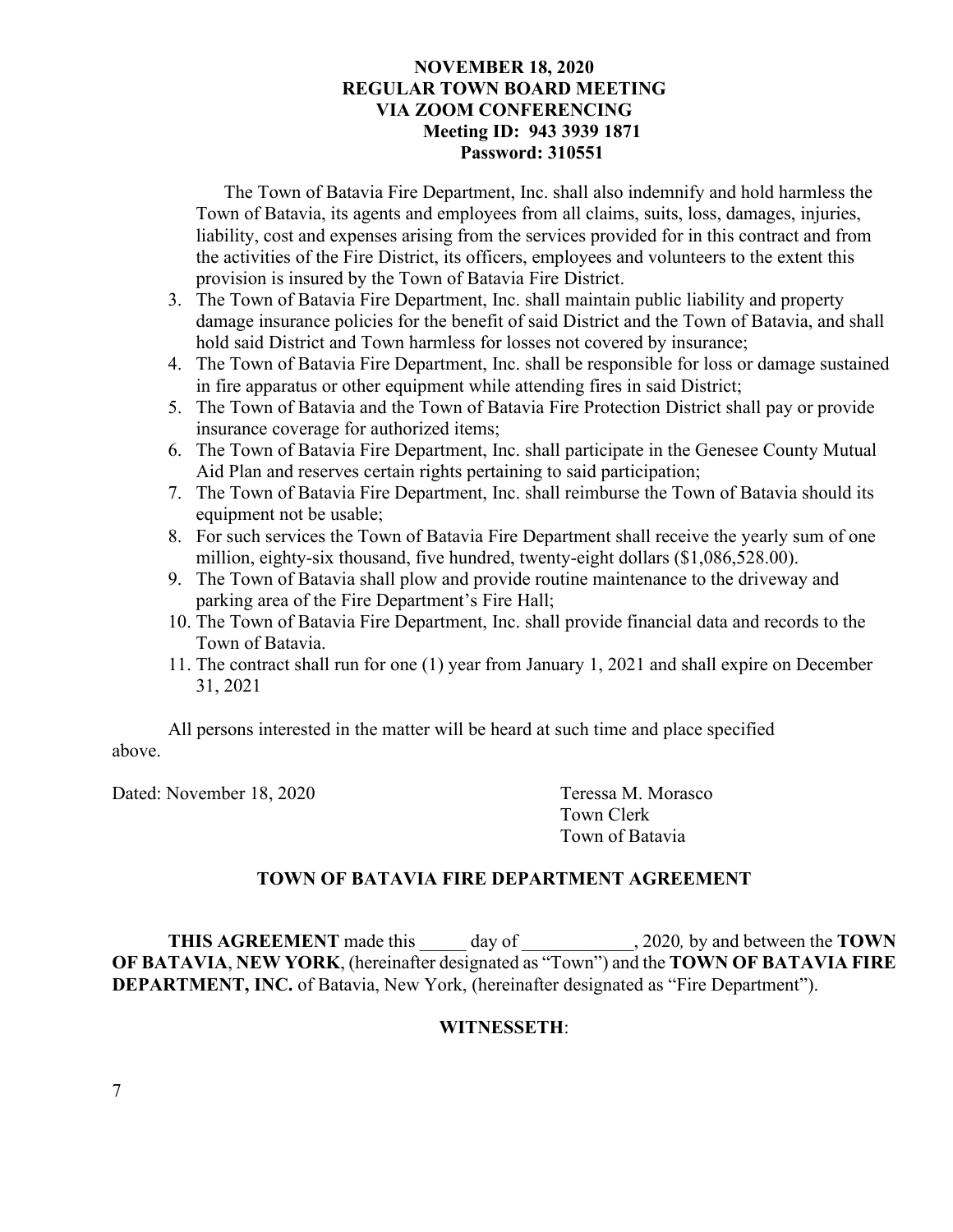The Town of Batavia Fire Department, Inc. shall also indemnify and hold harmless the Town of Batavia, its agents and employees from all claims, suits, loss, damages, injuries, liability, cost and expenses arising from the services provided for in this contract and from the activities of the Fire District, its officers, employees and volunteers to the extent this provision is insured by the Town of Batavia Fire District.

3. The Town of Batavia Fire Department, Inc. shall maintain public liability and property damage insurance policies for the benefit of said District and the Town of Batavia, and shall hold said District and Town harmless for losses not covered by insurance;
4. The Town of Batavia Fire Department, Inc. shall be responsible for loss or damage sustained in fire apparatus or other equipment while attending fires in said District;
5. The Town of Batavia and the Town of Batavia Fire Protection District shall pay or provide insurance coverage for authorized items;
6. The Town of Batavia Fire Department, Inc. shall participate in the Genesee County Mutual Aid Plan and reserves certain rights pertaining to said participation;
7. The Town of Batavia Fire Department, Inc. shall reimburse the Town of Batavia should its equipment not be usable;
8. For such services the Town of Batavia Fire Department shall receive the yearly sum of one million, eighty-six thousand, five hundred, twenty-eight dollars ($1,086,528.00).
9. The Town of Batavia shall plow and provide routine maintenance to the driveway and parking area of the Fire Department's Fire Hall;
10. The Town of Batavia Fire Department, Inc. shall provide financial data and records to the Town of Batavia.
11. The contract shall run for one (1) year from January 1, 2021 and shall expire on December 31, 2021

All persons interested in the matter will be heard at such time and place specified above.

Dated: November 18, 2020

Teressa M. Morasco
Town Clerk
Town of Batavia

## TOWN OF BATAVIA FIRE DEPARTMENT AGREEMENT

**THIS AGREEMENT** made this _____ day of ____________, 2020, by and between the **TOWN OF BATAVIA**, **NEW YORK**, (hereinafter designated as "Town") and the **TOWN OF BATAVIA FIRE DEPARTMENT, INC.** of Batavia, New York, (hereinafter designated as "Fire Department").

**WITNESSETH**: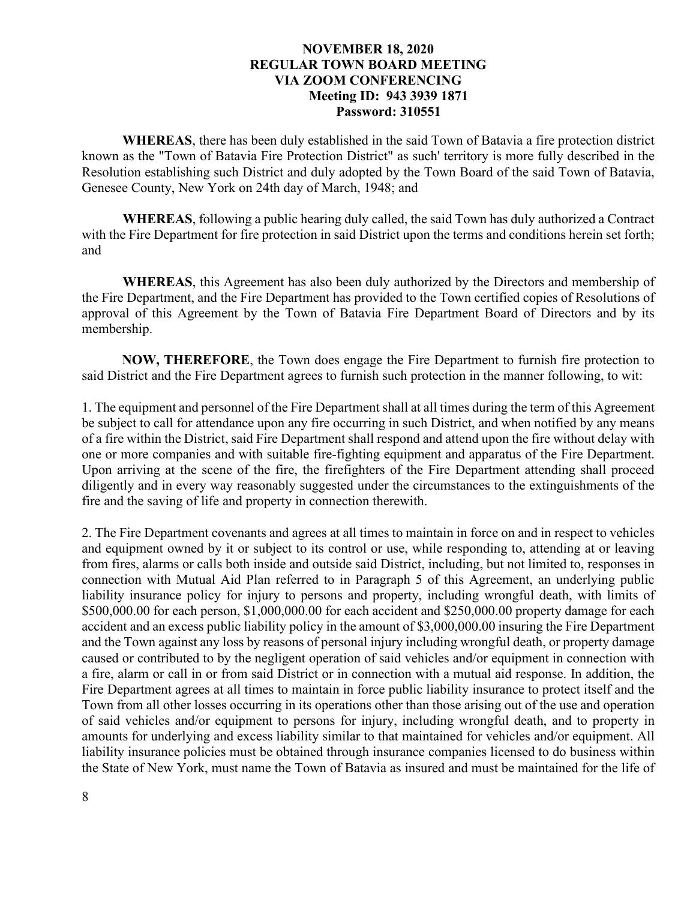**WHEREAS**, there has been duly established in the said Town of Batavia a fire protection district known as the "Town of Batavia Fire Protection District" as such' territory is more fully described in the Resolution establishing such District and duly adopted by the Town Board of the said Town of Batavia, Genesee County, New York on 24th day of March, 1948; and

**WHEREAS**, following a public hearing duly called, the said Town has duly authorized a Contract with the Fire Department for fire protection in said District upon the terms and conditions herein set forth; and

**WHEREAS**, this Agreement has also been duly authorized by the Directors and membership of the Fire Department, and the Fire Department has provided to the Town certified copies of Resolutions of approval of this Agreement by the Town of Batavia Fire Department Board of Directors and by its membership.

**NOW, THEREFORE**, the Town does engage the Fire Department to furnish fire protection to said District and the Fire Department agrees to furnish such protection in the manner following, to wit:

1. The equipment and personnel of the Fire Department shall at all times during the term of this Agreement be subject to call for attendance upon any fire occurring in such District, and when notified by any means of a fire within the District, said Fire Department shall respond and attend upon the fire without delay with one or more companies and with suitable fire-fighting equipment and apparatus of the Fire Department. Upon arriving at the scene of the fire, the firefighters of the Fire Department attending shall proceed diligently and in every way reasonably suggested under the circumstances to the extinguishments of the fire and the saving of life and property in connection therewith.

2. The Fire Department covenants and agrees at all times to maintain in force on and in respect to vehicles and equipment owned by it or subject to its control or use, while responding to, attending at or leaving from fires, alarms or calls both inside and outside said District, including, but not limited to, responses in connection with Mutual Aid Plan referred to in Paragraph 5 of this Agreement, an underlying public liability insurance policy for injury to persons and property, including wrongful death, with limits of \$500,000.00 for each person, \$1,000,000.00 for each accident and \$250,000.00 property damage for each accident and an excess public liability policy in the amount of \$3,000,000.00 insuring the Fire Department and the Town against any loss by reasons of personal injury including wrongful death, or property damage caused or contributed to by the negligent operation of said vehicles and/or equipment in connection with a fire, alarm or call in or from said District or in connection with a mutual aid response. In addition, the Fire Department agrees at all times to maintain in force public liability insurance to protect itself and the Town from all other losses occurring in its operations other than those arising out of the use and operation of said vehicles and/or equipment to persons for injury, including wrongful death, and to property in amounts for underlying and excess liability similar to that maintained for vehicles and/or equipment. All liability insurance policies must be obtained through insurance companies licensed to do business within the State of New York, must name the Town of Batavia as insured and must be maintained for the life of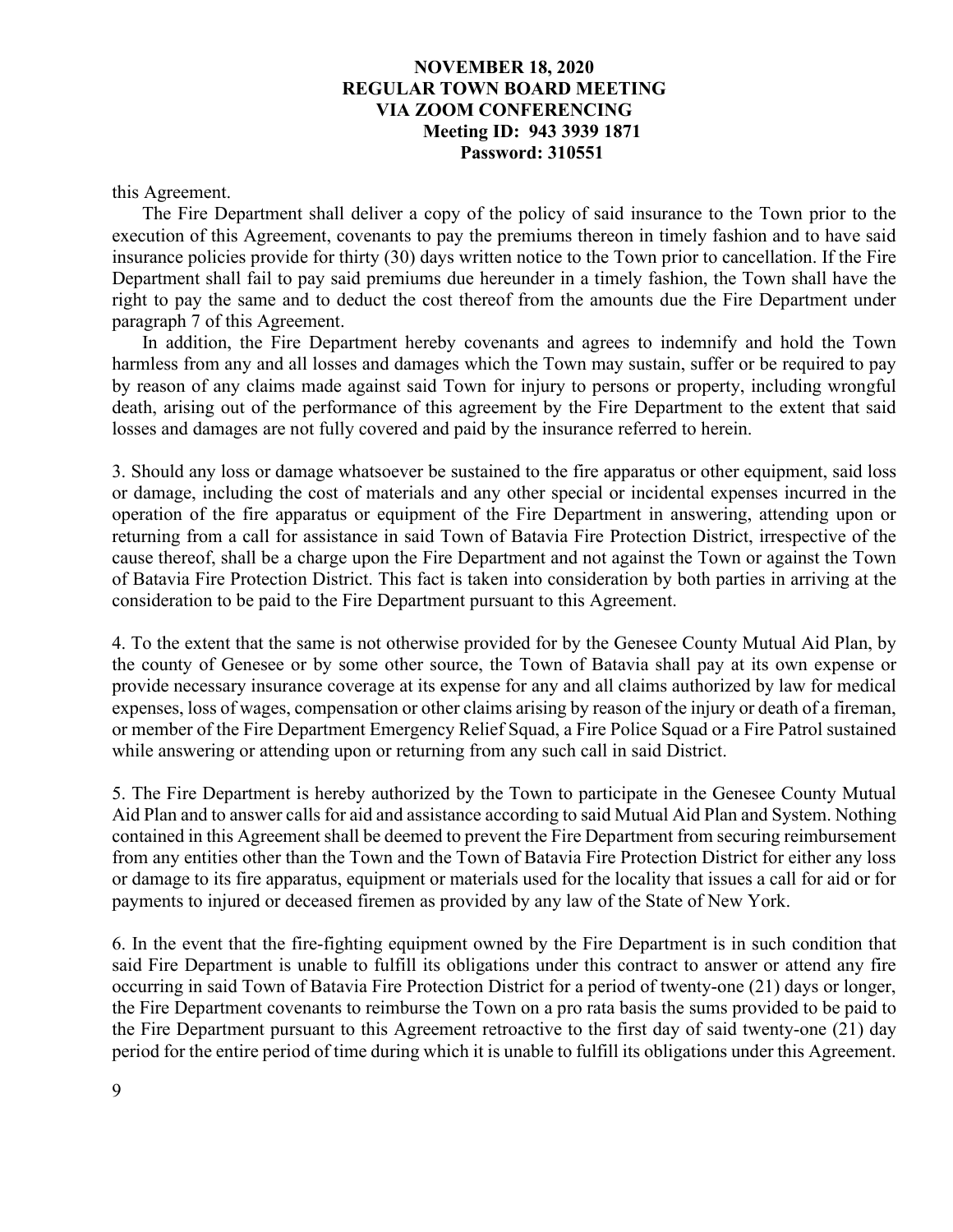this Agreement.

The Fire Department shall deliver a copy of the policy of said insurance to the Town prior to the execution of this Agreement, covenants to pay the premiums thereon in timely fashion and to have said insurance policies provide for thirty (30) days written notice to the Town prior to cancellation. If the Fire Department shall fail to pay said premiums due hereunder in a timely fashion, the Town shall have the right to pay the same and to deduct the cost thereof from the amounts due the Fire Department under paragraph 7 of this Agreement.

In addition, the Fire Department hereby covenants and agrees to indemnify and hold the Town harmless from any and all losses and damages which the Town may sustain, suffer or be required to pay by reason of any claims made against said Town for injury to persons or property, including wrongful death, arising out of the performance of this agreement by the Fire Department to the extent that said losses and damages are not fully covered and paid by the insurance referred to herein.

3. Should any loss or damage whatsoever be sustained to the fire apparatus or other equipment, said loss or damage, including the cost of materials and any other special or incidental expenses incurred in the operation of the fire apparatus or equipment of the Fire Department in answering, attending upon or returning from a call for assistance in said Town of Batavia Fire Protection District, irrespective of the cause thereof, shall be a charge upon the Fire Department and not against the Town or against the Town of Batavia Fire Protection District. This fact is taken into consideration by both parties in arriving at the consideration to be paid to the Fire Department pursuant to this Agreement.

4. To the extent that the same is not otherwise provided for by the Genesee County Mutual Aid Plan, by the county of Genesee or by some other source, the Town of Batavia shall pay at its own expense or provide necessary insurance coverage at its expense for any and all claims authorized by law for medical expenses, loss of wages, compensation or other claims arising by reason of the injury or death of a fireman, or member of the Fire Department Emergency Relief Squad, a Fire Police Squad or a Fire Patrol sustained while answering or attending upon or returning from any such call in said District.

5. The Fire Department is hereby authorized by the Town to participate in the Genesee County Mutual Aid Plan and to answer calls for aid and assistance according to said Mutual Aid Plan and System. Nothing contained in this Agreement shall be deemed to prevent the Fire Department from securing reimbursement from any entities other than the Town and the Town of Batavia Fire Protection District for either any loss or damage to its fire apparatus, equipment or materials used for the locality that issues a call for aid or for payments to injured or deceased firemen as provided by any law of the State of New York.

6. In the event that the fire-fighting equipment owned by the Fire Department is in such condition that said Fire Department is unable to fulfill its obligations under this contract to answer or attend any fire occurring in said Town of Batavia Fire Protection District for a period of twenty-one (21) days or longer, the Fire Department covenants to reimburse the Town on a pro rata basis the sums provided to be paid to the Fire Department pursuant to this Agreement retroactive to the first day of said twenty-one (21) day period for the entire period of time during which it is unable to fulfill its obligations under this Agreement.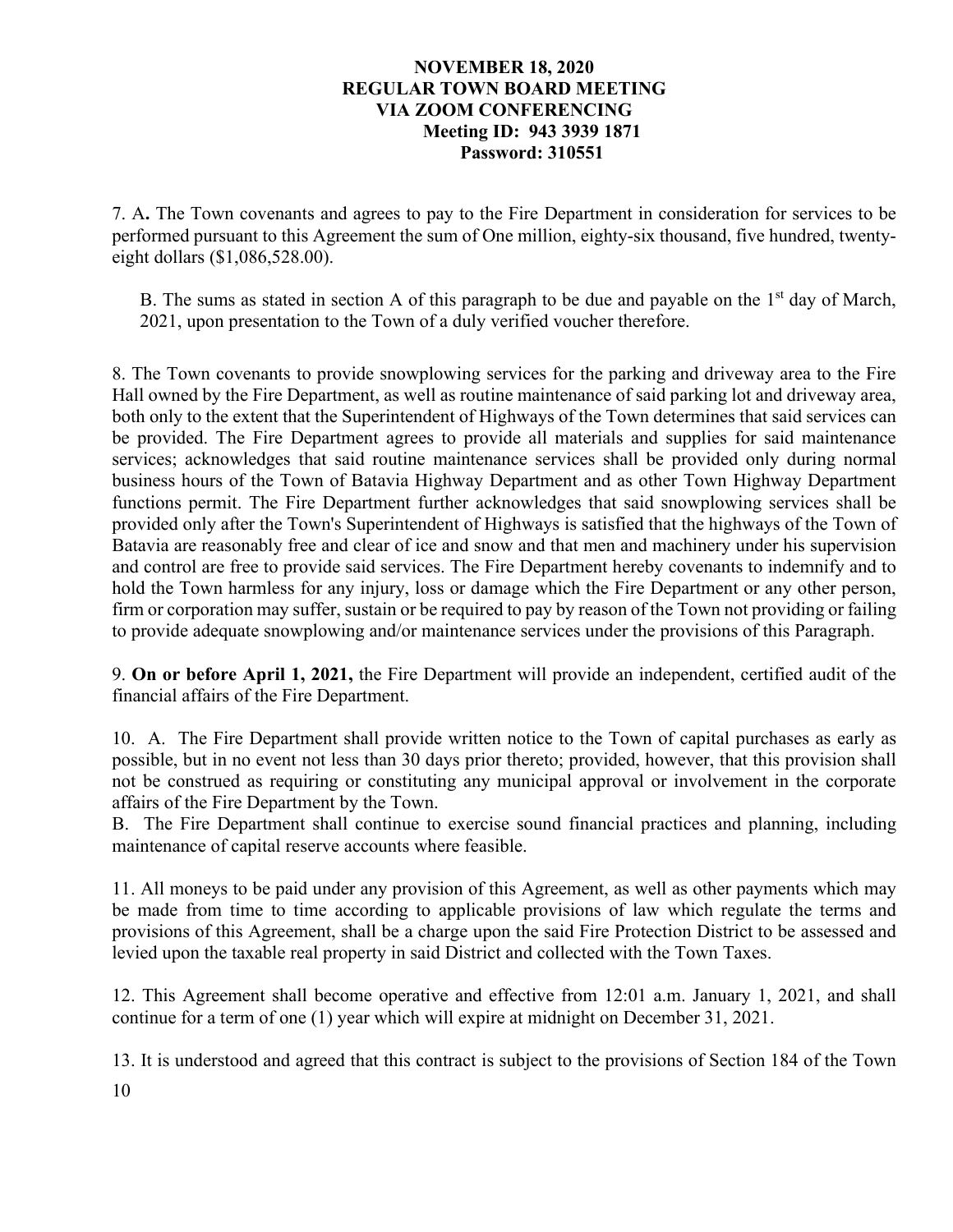7. A**.** The Town covenants and agrees to pay to the Fire Department in consideration for services to be performed pursuant to this Agreement the sum of One million, eighty-six thousand, five hundred, twenty-eight dollars ($1,086,528.00).

B. The sums as stated in section A of this paragraph to be due and payable on the 1st day of March, 2021, upon presentation to the Town of a duly verified voucher therefore.

8. The Town covenants to provide snowplowing services for the parking and driveway area to the Fire Hall owned by the Fire Department, as well as routine maintenance of said parking lot and driveway area, both only to the extent that the Superintendent of Highways of the Town determines that said services can be provided. The Fire Department agrees to provide all materials and supplies for said maintenance services; acknowledges that said routine maintenance services shall be provided only during normal business hours of the Town of Batavia Highway Department and as other Town Highway Department functions permit. The Fire Department further acknowledges that said snowplowing services shall be provided only after the Town's Superintendent of Highways is satisfied that the highways of the Town of Batavia are reasonably free and clear of ice and snow and that men and machinery under his supervision and control are free to provide said services. The Fire Department hereby covenants to indemnify and to hold the Town harmless for any injury, loss or damage which the Fire Department or any other person, firm or corporation may suffer, sustain or be required to pay by reason of the Town not providing or failing to provide adequate snowplowing and/or maintenance services under the provisions of this Paragraph.

9. **On or before April 1, 2021,** the Fire Department will provide an independent, certified audit of the financial affairs of the Fire Department.

10. A. The Fire Department shall provide written notice to the Town of capital purchases as early as possible, but in no event not less than 30 days prior thereto; provided, however, that this provision shall not be construed as requiring or constituting any municipal approval or involvement in the corporate affairs of the Fire Department by the Town.
B. The Fire Department shall continue to exercise sound financial practices and planning, including maintenance of capital reserve accounts where feasible.

11. All moneys to be paid under any provision of this Agreement, as well as other payments which may be made from time to time according to applicable provisions of law which regulate the terms and provisions of this Agreement, shall be a charge upon the said Fire Protection District to be assessed and levied upon the taxable real property in said District and collected with the Town Taxes.

12. This Agreement shall become operative and effective from 12:01 a.m. January 1, 2021, and shall continue for a term of one (1) year which will expire at midnight on December 31, 2021.

13. It is understood and agreed that this contract is subject to the provisions of Section 184 of the Town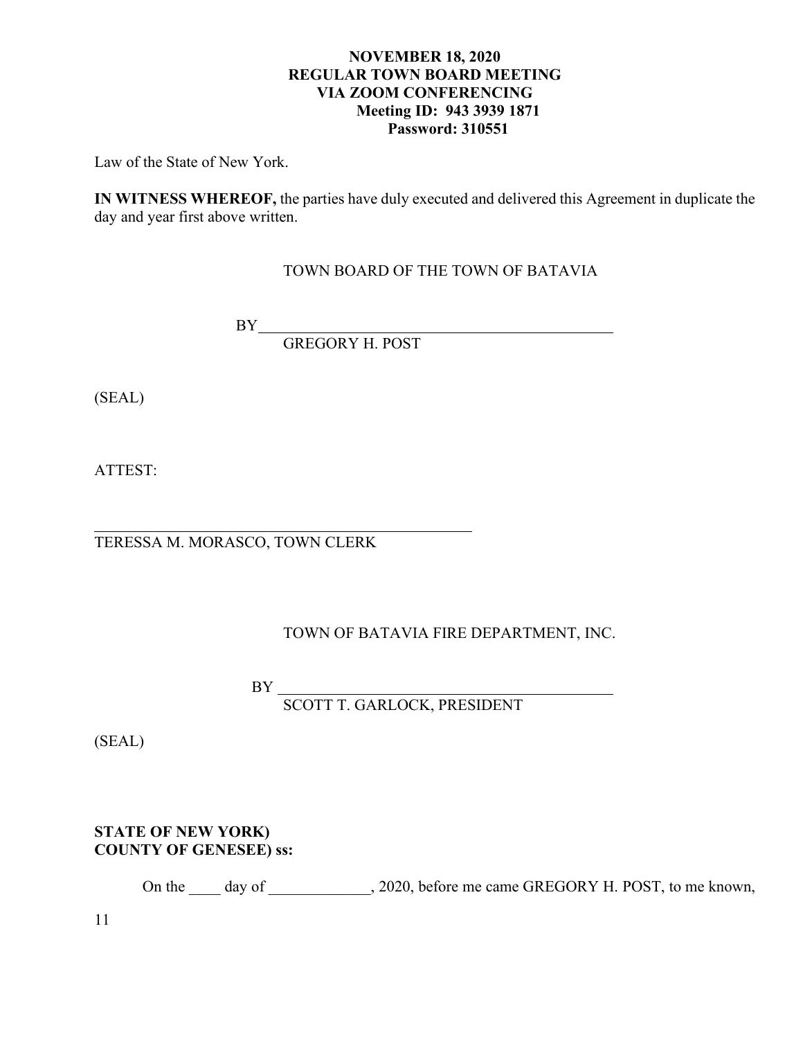Law of the State of New York.

**IN WITNESS WHEREOF,** the parties have duly executed and delivered this Agreement in duplicate the day and year first above written.

TOWN BOARD OF THE TOWN OF BATAVIA

BY\_\_\_\_\_\_\_\_\_\_\_\_\_\_\_\_\_\_\_\_\_\_\_\_\_\_\_\_\_\_\_\_\_\_\_\_\_\_\_\_\_\_\_\_\_\_

GREGORY H. POST

(SEAL)

ATTEST:

\_\_\_\_\_\_\_\_\_\_\_\_\_\_\_\_\_\_\_\_\_\_\_\_\_\_\_\_\_\_\_\_\_\_\_\_\_\_\_\_\_\_\_\_\_\_

TERESSA M. MORASCO, TOWN CLERK

TOWN OF BATAVIA FIRE DEPARTMENT, INC.

BY \_\_\_\_\_\_\_\_\_\_\_\_\_\_\_\_\_\_\_\_\_\_\_\_\_\_\_\_\_\_\_\_\_\_\_\_\_\_\_\_\_\_\_\_\_\_

SCOTT T. GARLOCK, PRESIDENT

(SEAL)

**STATE OF NEW YORK)**
**COUNTY OF GENESEE) ss:**

On the \_\_\_\_ day of \_\_\_\_\_\_\_\_\_\_\_\_\_, 2020, before me came GREGORY H. POST, to me known,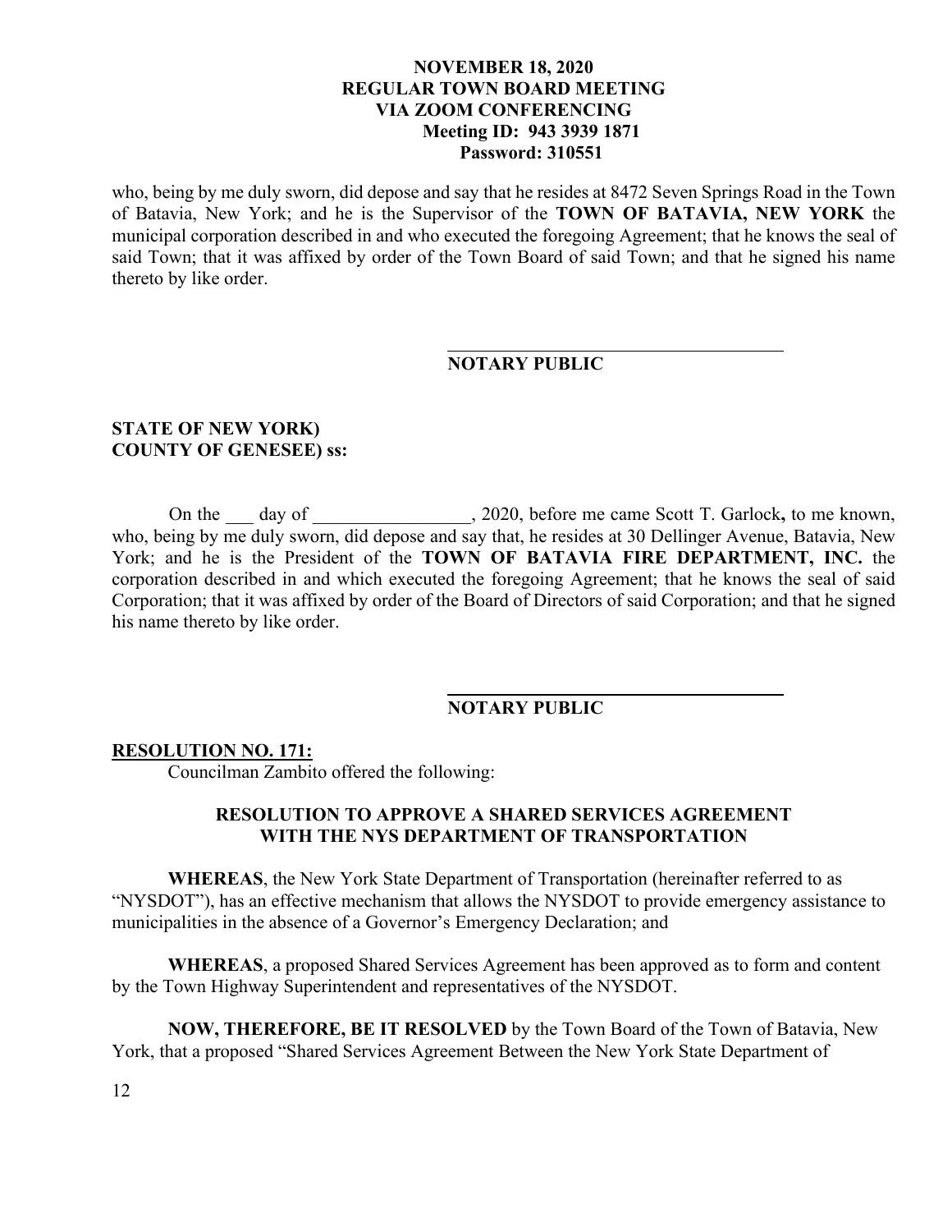who, being by me duly sworn, did depose and say that he resides at 8472 Seven Springs Road in the Town of Batavia, New York; and he is the Supervisor of the **TOWN OF BATAVIA, NEW YORK** the municipal corporation described in and who executed the foregoing Agreement; that he knows the seal of said Town; that it was affixed by order of the Town Board of said Town; and that he signed his name thereto by like order.

\_\_\_\_\_\_\_\_\_\_\_\_\_\_\_\_\_\_\_\_\_\_\_\_\_\_\_\_\_\_\_\_\_\_\_\_
**NOTARY PUBLIC**

**STATE OF NEW YORK)**
**COUNTY OF GENESEE) ss:**

On the \_\_\_ day of \_\_\_\_\_\_\_\_\_\_\_\_\_\_\_\_\_, 2020, before me came Scott T. Garlock**,** to me known, who, being by me duly sworn, did depose and say that, he resides at 30 Dellinger Avenue, Batavia, New York; and he is the President of the **TOWN OF BATAVIA FIRE DEPARTMENT, INC.** the corporation described in and which executed the foregoing Agreement; that he knows the seal of said Corporation; that it was affixed by order of the Board of Directors of said Corporation; and that he signed his name thereto by like order.

\_\_\_\_\_\_\_\_\_\_\_\_\_\_\_\_\_\_\_\_\_\_\_\_\_\_\_\_\_\_\_\_\_\_\_\_
**NOTARY PUBLIC**

**RESOLUTION NO. 171:**

Councilman Zambito offered the following:

**RESOLUTION TO APPROVE A SHARED SERVICES AGREEMENT WITH THE NYS DEPARTMENT OF TRANSPORTATION**

**WHEREAS**, the New York State Department of Transportation (hereinafter referred to as "NYSDOT"), has an effective mechanism that allows the NYSDOT to provide emergency assistance to municipalities in the absence of a Governor's Emergency Declaration; and

**WHEREAS**, a proposed Shared Services Agreement has been approved as to form and content by the Town Highway Superintendent and representatives of the NYSDOT.

**NOW, THEREFORE, BE IT RESOLVED** by the Town Board of the Town of Batavia, New York, that a proposed "Shared Services Agreement Between the New York State Department of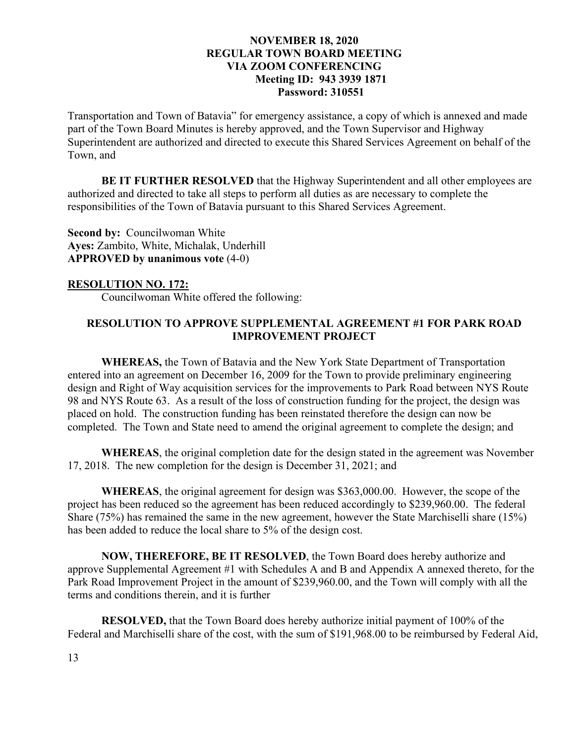Transportation and Town of Batavia" for emergency assistance, a copy of which is annexed and made part of the Town Board Minutes is hereby approved, and the Town Supervisor and Highway Superintendent are authorized and directed to execute this Shared Services Agreement on behalf of the Town, and

**BE IT FURTHER RESOLVED** that the Highway Superintendent and all other employees are authorized and directed to take all steps to perform all duties as are necessary to complete the responsibilities of the Town of Batavia pursuant to this Shared Services Agreement.

**Second by:** Councilwoman White
**Ayes:** Zambito, White, Michalak, Underhill
**APPROVED by unanimous vote** (4-0)

**RESOLUTION NO. 172:**

Councilwoman White offered the following:

**RESOLUTION TO APPROVE SUPPLEMENTAL AGREEMENT #1 FOR PARK ROAD IMPROVEMENT PROJECT**

**WHEREAS,** the Town of Batavia and the New York State Department of Transportation entered into an agreement on December 16, 2009 for the Town to provide preliminary engineering design and Right of Way acquisition services for the improvements to Park Road between NYS Route 98 and NYS Route 63. As a result of the loss of construction funding for the project, the design was placed on hold. The construction funding has been reinstated therefore the design can now be completed. The Town and State need to amend the original agreement to complete the design; and

**WHEREAS**, the original completion date for the design stated in the agreement was November 17, 2018. The new completion for the design is December 31, 2021; and

**WHEREAS**, the original agreement for design was $363,000.00. However, the scope of the project has been reduced so the agreement has been reduced accordingly to $239,960.00. The federal Share (75%) has remained the same in the new agreement, however the State Marchiselli share (15%) has been added to reduce the local share to 5% of the design cost.

**NOW, THEREFORE, BE IT RESOLVED**, the Town Board does hereby authorize and approve Supplemental Agreement #1 with Schedules A and B and Appendix A annexed thereto, for the Park Road Improvement Project in the amount of $239,960.00, and the Town will comply with all the terms and conditions therein, and it is further

**RESOLVED,** that the Town Board does hereby authorize initial payment of 100% of the Federal and Marchiselli share of the cost, with the sum of $191,968.00 to be reimbursed by Federal Aid,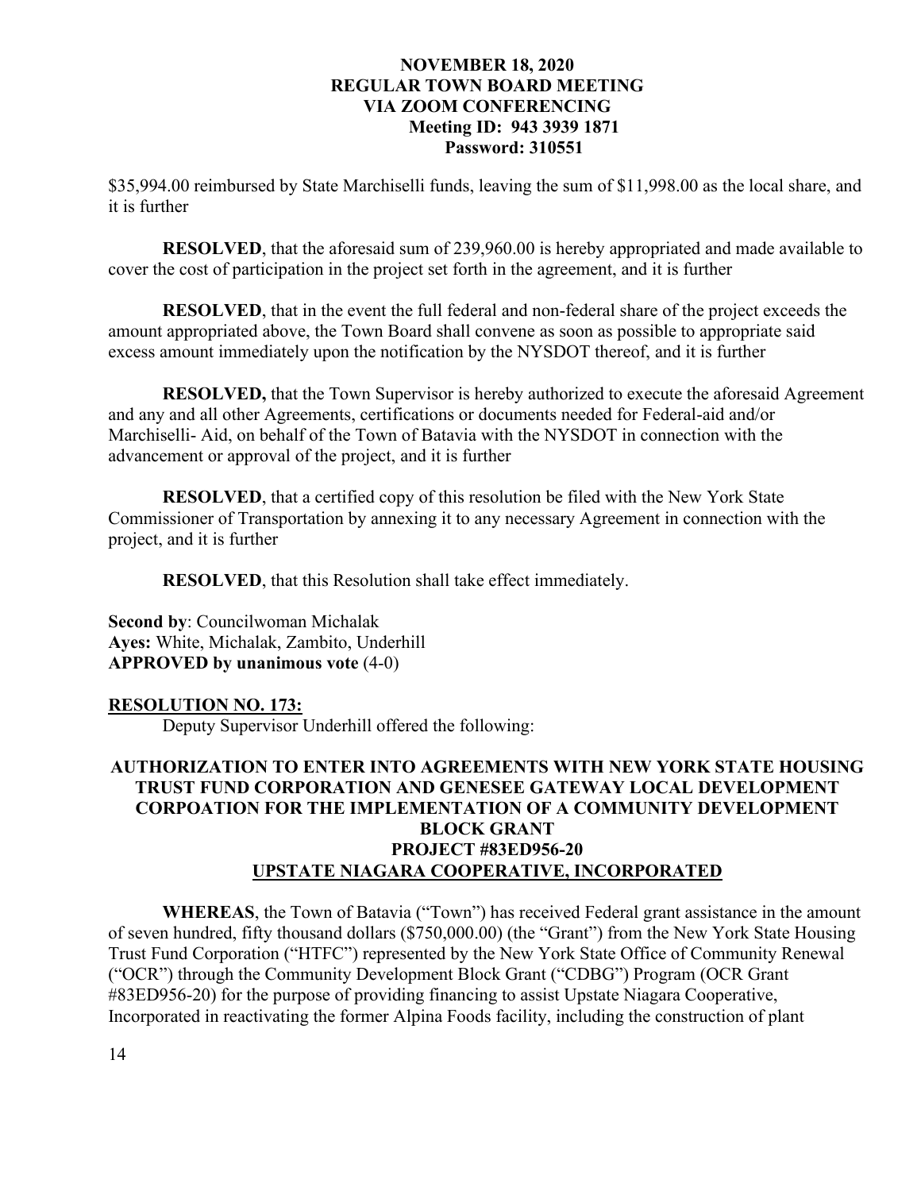$35,994.00 reimbursed by State Marchiselli funds, leaving the sum of $11,998.00 as the local share, and it is further

**RESOLVED**, that the aforesaid sum of 239,960.00 is hereby appropriated and made available to cover the cost of participation in the project set forth in the agreement, and it is further

**RESOLVED**, that in the event the full federal and non-federal share of the project exceeds the amount appropriated above, the Town Board shall convene as soon as possible to appropriate said excess amount immediately upon the notification by the NYSDOT thereof, and it is further

**RESOLVED,** that the Town Supervisor is hereby authorized to execute the aforesaid Agreement and any and all other Agreements, certifications or documents needed for Federal-aid and/or Marchiselli- Aid, on behalf of the Town of Batavia with the NYSDOT in connection with the advancement or approval of the project, and it is further

**RESOLVED**, that a certified copy of this resolution be filed with the New York State Commissioner of Transportation by annexing it to any necessary Agreement in connection with the project, and it is further

**RESOLVED**, that this Resolution shall take effect immediately.

**Second by**: Councilwoman Michalak
**Ayes:** White, Michalak, Zambito, Underhill
**APPROVED by unanimous vote** (4-0)

**RESOLUTION NO. 173:**

Deputy Supervisor Underhill offered the following:

**AUTHORIZATION TO ENTER INTO AGREEMENTS WITH NEW YORK STATE HOUSING TRUST FUND CORPORATION AND GENESEE GATEWAY LOCAL DEVELOPMENT CORPOATION FOR THE IMPLEMENTATION OF A COMMUNITY DEVELOPMENT BLOCK GRANT**
**PROJECT #83ED956-20**
**UPSTATE NIAGARA COOPERATIVE, INCORPORATED**

**WHEREAS**, the Town of Batavia ("Town") has received Federal grant assistance in the amount of seven hundred, fifty thousand dollars ($750,000.00) (the "Grant") from the New York State Housing Trust Fund Corporation ("HTFC") represented by the New York State Office of Community Renewal ("OCR") through the Community Development Block Grant ("CDBG") Program (OCR Grant #83ED956-20) for the purpose of providing financing to assist Upstate Niagara Cooperative, Incorporated in reactivating the former Alpina Foods facility, including the construction of plant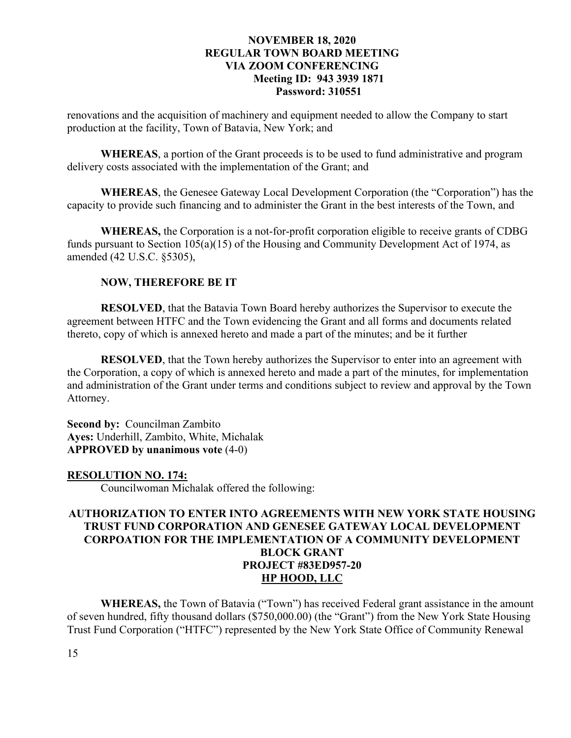renovations and the acquisition of machinery and equipment needed to allow the Company to start production at the facility, Town of Batavia, New York; and

**WHEREAS**, a portion of the Grant proceeds is to be used to fund administrative and program delivery costs associated with the implementation of the Grant; and

**WHEREAS**, the Genesee Gateway Local Development Corporation (the "Corporation") has the capacity to provide such financing and to administer the Grant in the best interests of the Town, and

**WHEREAS,** the Corporation is a not-for-profit corporation eligible to receive grants of CDBG funds pursuant to Section 105(a)(15) of the Housing and Community Development Act of 1974, as amended (42 U.S.C. §5305),

**NOW, THEREFORE BE IT**

**RESOLVED**, that the Batavia Town Board hereby authorizes the Supervisor to execute the agreement between HTFC and the Town evidencing the Grant and all forms and documents related thereto, copy of which is annexed hereto and made a part of the minutes; and be it further

**RESOLVED**, that the Town hereby authorizes the Supervisor to enter into an agreement with the Corporation, a copy of which is annexed hereto and made a part of the minutes, for implementation and administration of the Grant under terms and conditions subject to review and approval by the Town Attorney.

**Second by:** Councilman Zambito
**Ayes:** Underhill, Zambito, White, Michalak
**APPROVED by unanimous vote** (4-0)

**RESOLUTION NO. 174:**

Councilwoman Michalak offered the following:

**AUTHORIZATION TO ENTER INTO AGREEMENTS WITH NEW YORK STATE HOUSING TRUST FUND CORPORATION AND GENESEE GATEWAY LOCAL DEVELOPMENT CORPOATION FOR THE IMPLEMENTATION OF A COMMUNITY DEVELOPMENT BLOCK GRANT**
**PROJECT #83ED957-20**
**HP HOOD, LLC**

**WHEREAS,** the Town of Batavia ("Town") has received Federal grant assistance in the amount of seven hundred, fifty thousand dollars ($750,000.00) (the "Grant") from the New York State Housing Trust Fund Corporation ("HTFC") represented by the New York State Office of Community Renewal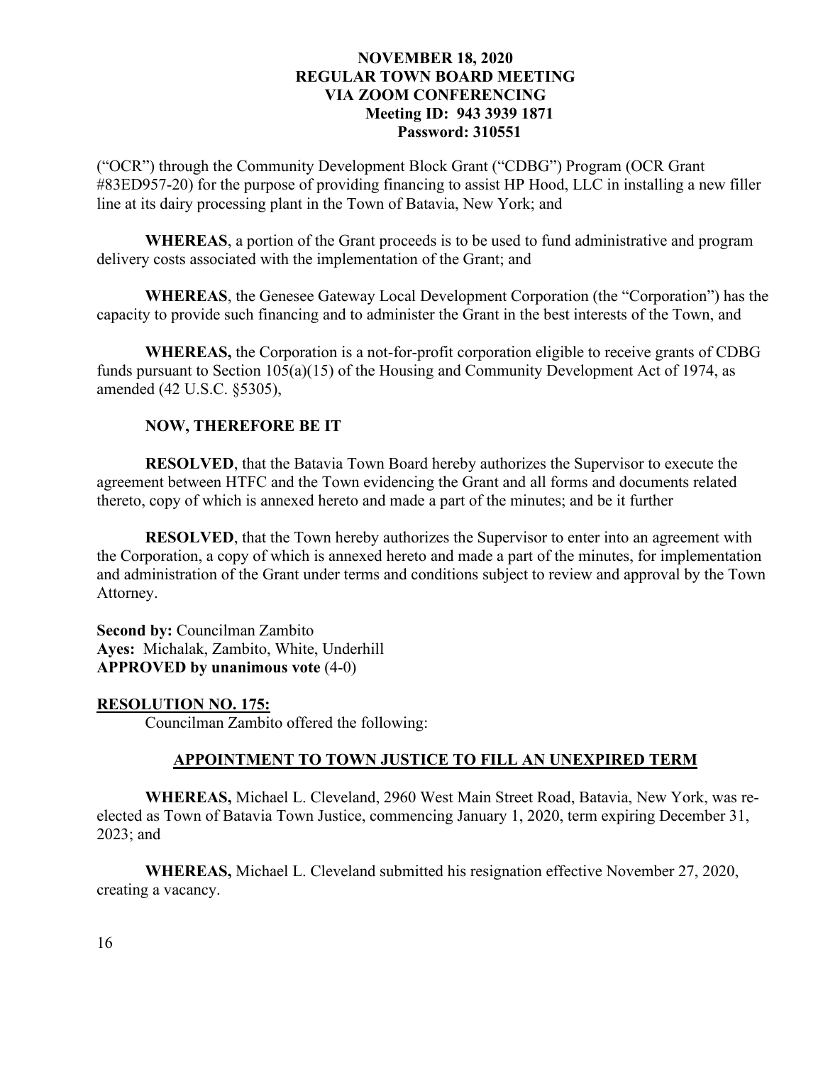("OCR") through the Community Development Block Grant ("CDBG") Program (OCR Grant #83ED957-20) for the purpose of providing financing to assist HP Hood, LLC in installing a new filler line at its dairy processing plant in the Town of Batavia, New York; and

**WHEREAS**, a portion of the Grant proceeds is to be used to fund administrative and program delivery costs associated with the implementation of the Grant; and

**WHEREAS**, the Genesee Gateway Local Development Corporation (the "Corporation") has the capacity to provide such financing and to administer the Grant in the best interests of the Town, and

**WHEREAS,** the Corporation is a not-for-profit corporation eligible to receive grants of CDBG funds pursuant to Section 105(a)(15) of the Housing and Community Development Act of 1974, as amended (42 U.S.C. §5305),

**NOW, THEREFORE BE IT**

**RESOLVED**, that the Batavia Town Board hereby authorizes the Supervisor to execute the agreement between HTFC and the Town evidencing the Grant and all forms and documents related thereto, copy of which is annexed hereto and made a part of the minutes; and be it further

**RESOLVED**, that the Town hereby authorizes the Supervisor to enter into an agreement with the Corporation, a copy of which is annexed hereto and made a part of the minutes, for implementation and administration of the Grant under terms and conditions subject to review and approval by the Town Attorney.

**Second by:** Councilman Zambito
**Ayes:** Michalak, Zambito, White, Underhill
**APPROVED by unanimous vote** (4-0)

**RESOLUTION NO. 175:**

Councilman Zambito offered the following:

## APPOINTMENT TO TOWN JUSTICE TO FILL AN UNEXPIRED TERM

**WHEREAS,** Michael L. Cleveland, 2960 West Main Street Road, Batavia, New York, was re-elected as Town of Batavia Town Justice, commencing January 1, 2020, term expiring December 31, 2023; and

**WHEREAS,** Michael L. Cleveland submitted his resignation effective November 27, 2020, creating a vacancy.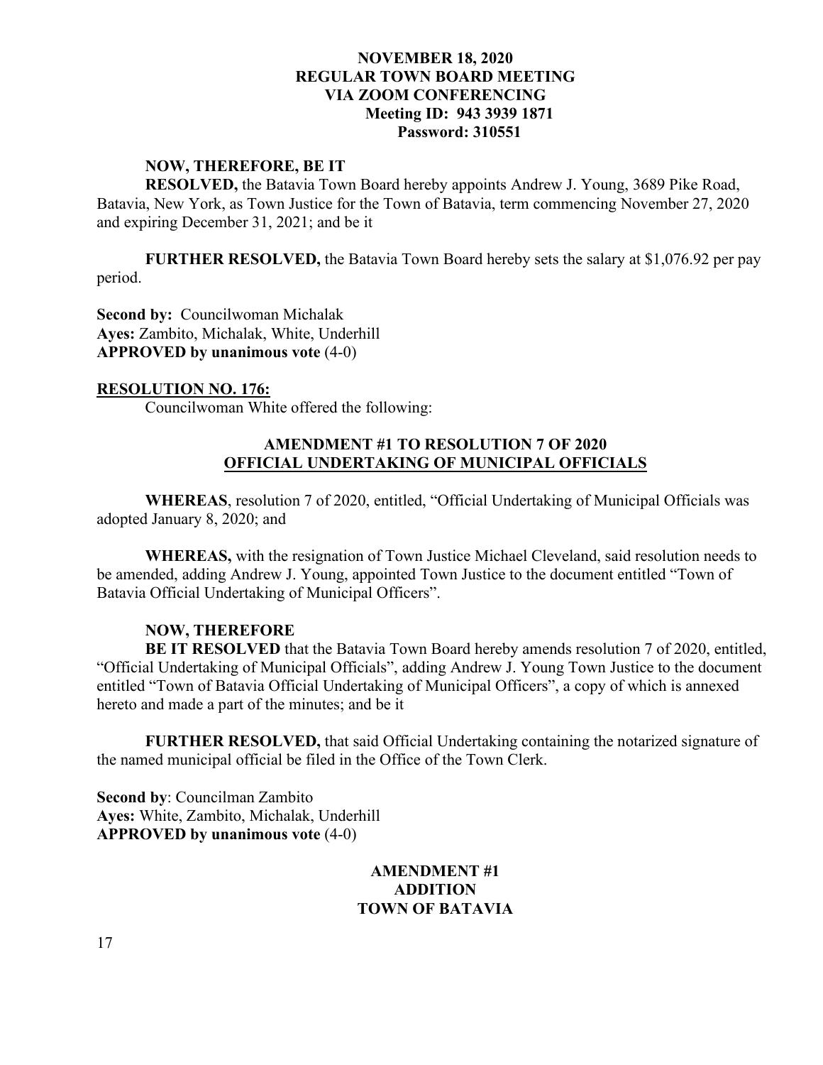**NOW, THEREFORE, BE IT**

**RESOLVED,** the Batavia Town Board hereby appoints Andrew J. Young, 3689 Pike Road, Batavia, New York, as Town Justice for the Town of Batavia, term commencing November 27, 2020 and expiring December 31, 2021; and be it

**FURTHER RESOLVED,** the Batavia Town Board hereby sets the salary at $1,076.92 per pay period.

**Second by:** Councilwoman Michalak
**Ayes:** Zambito, Michalak, White, Underhill
**APPROVED by unanimous vote** (4-0)

**RESOLUTION NO. 176:**

Councilwoman White offered the following:

**AMENDMENT #1 TO RESOLUTION 7 OF 2020**
**OFFICIAL UNDERTAKING OF MUNICIPAL OFFICIALS**

**WHEREAS**, resolution 7 of 2020, entitled, "Official Undertaking of Municipal Officials was adopted January 8, 2020; and

**WHEREAS,** with the resignation of Town Justice Michael Cleveland, said resolution needs to be amended, adding Andrew J. Young, appointed Town Justice to the document entitled "Town of Batavia Official Undertaking of Municipal Officers".

**NOW, THEREFORE**

**BE IT RESOLVED** that the Batavia Town Board hereby amends resolution 7 of 2020, entitled, "Official Undertaking of Municipal Officials", adding Andrew J. Young Town Justice to the document entitled "Town of Batavia Official Undertaking of Municipal Officers", a copy of which is annexed hereto and made a part of the minutes; and be it

**FURTHER RESOLVED,** that said Official Undertaking containing the notarized signature of the named municipal official be filed in the Office of the Town Clerk.

**Second by**: Councilman Zambito
**Ayes:** White, Zambito, Michalak, Underhill
**APPROVED by unanimous vote** (4-0)

**AMENDMENT #1**
**ADDITION**
**TOWN OF BATAVIA**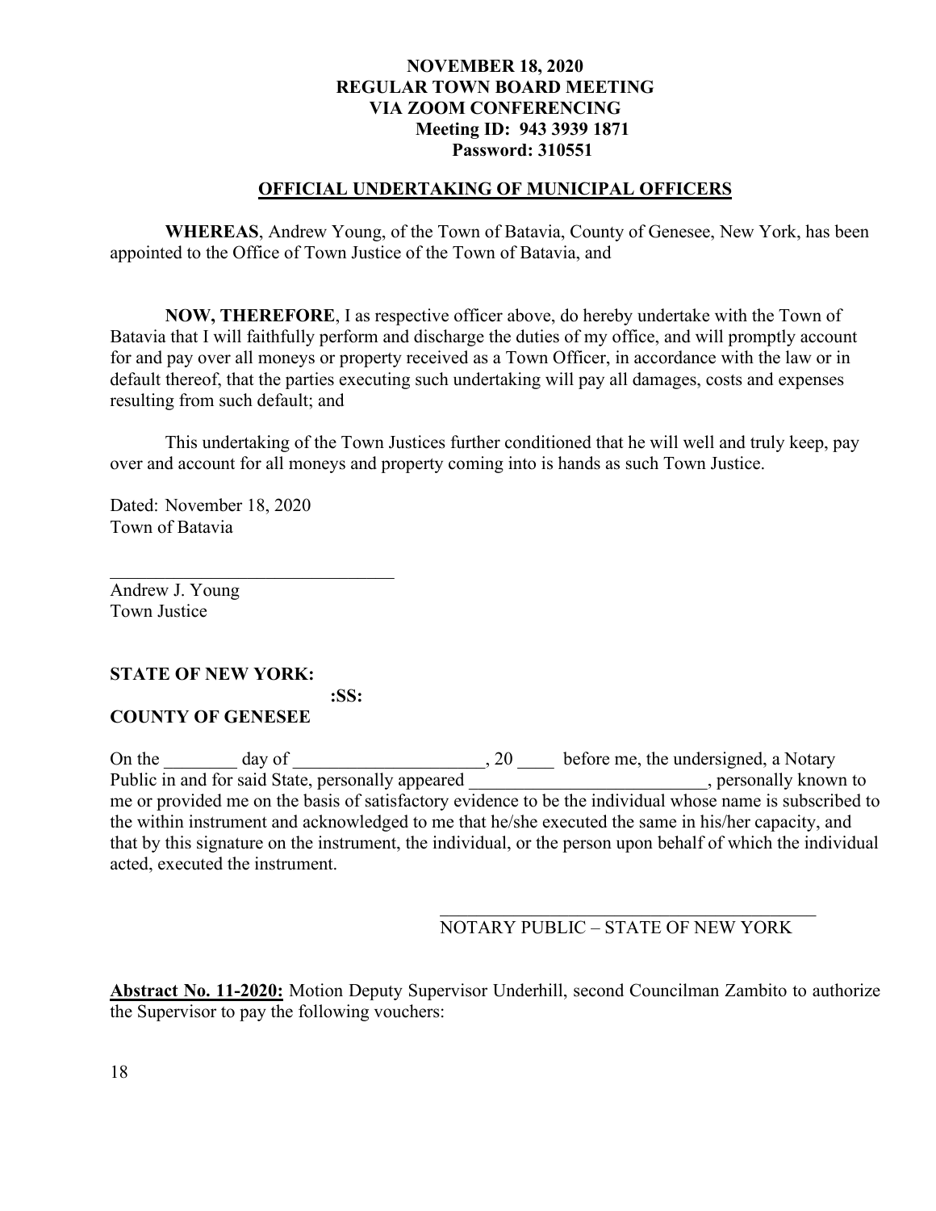**NOVEMBER 18, 2020**
**REGULAR TOWN BOARD MEETING**
**VIA ZOOM CONFERENCING**
**Meeting ID: 943 3939 1871**
**Password: 310551**

## OFFICIAL UNDERTAKING OF MUNICIPAL OFFICERS

**WHEREAS**, Andrew Young, of the Town of Batavia, County of Genesee, New York, has been appointed to the Office of Town Justice of the Town of Batavia, and

**NOW, THEREFORE**, I as respective officer above, do hereby undertake with the Town of Batavia that I will faithfully perform and discharge the duties of my office, and will promptly account for and pay over all moneys or property received as a Town Officer, in accordance with the law or in default thereof, that the parties executing such undertaking will pay all damages, costs and expenses resulting from such default; and

This undertaking of the Town Justices further conditioned that he will well and truly keep, pay over and account for all moneys and property coming into is hands as such Town Justice.

Dated: November 18, 2020
Town of Batavia

\_\_\_\_\_\_\_\_\_\_\_\_\_\_\_\_\_\_\_\_\_\_\_\_\_\_\_\_\_\_\_
Andrew J. Young
Town Justice

**STATE OF NEW YORK:**
**:SS:**
**COUNTY OF GENESEE**

On the \_\_\_\_\_\_\_\_ day of \_\_\_\_\_\_\_\_\_\_\_\_\_\_\_\_\_\_\_\_\_, 20 \_\_\_\_ before me, the undersigned, a Notary Public in and for said State, personally appeared \_\_\_\_\_\_\_\_\_\_\_\_\_\_\_\_\_\_\_\_\_\_\_\_\_\_, personally known to me or provided me on the basis of satisfactory evidence to be the individual whose name is subscribed to the within instrument and acknowledged to me that he/she executed the same in his/her capacity, and that by this signature on the instrument, the individual, or the person upon behalf of which the individual acted, executed the instrument.

\_\_\_\_\_\_\_\_\_\_\_\_\_\_\_\_\_\_\_\_\_\_\_\_\_\_\_\_\_\_\_\_\_\_\_\_\_\_\_\_
NOTARY PUBLIC – STATE OF NEW YORK

**Abstract No. 11-2020:** Motion Deputy Supervisor Underhill, second Councilman Zambito to authorize the Supervisor to pay the following vouchers: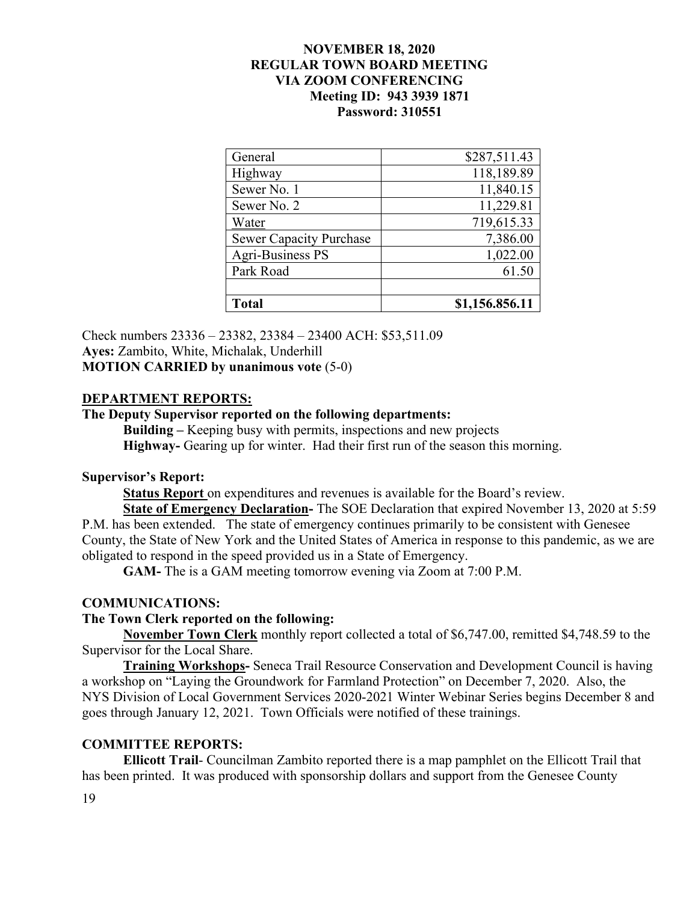**NOVEMBER 18, 2020**
**REGULAR TOWN BOARD MEETING**
**VIA ZOOM CONFERENCING**
**Meeting ID: 943 3939 1871**
**Password: 310551**

| General | $287,511.43 |
|---|---|
| Highway | 118,189.89 |
| Sewer No. 1 | 11,840.15 |
| Sewer No. 2 | 11,229.81 |
| Water | 719,615.33 |
| Sewer Capacity Purchase | 7,386.00 |
| Agri-Business PS | 1,022.00 |
| Park Road | 61.50 |
| | |
| **Total** | **$1,156.856.11** |

Check numbers 23336 – 23382, 23384 – 23400 ACH: $53,511.09
**Ayes:** Zambito, White, Michalak, Underhill
**MOTION CARRIED by unanimous vote** (5-0)

**DEPARTMENT REPORTS:**

**The Deputy Supervisor reported on the following departments:**

**Building –** Keeping busy with permits, inspections and new projects
**Highway-** Gearing up for winter. Had their first run of the season this morning.

**Supervisor's Report:**

**Status Report** on expenditures and revenues is available for the Board's review.

**State of Emergency Declaration-** The SOE Declaration that expired November 13, 2020 at 5:59 P.M. has been extended. The state of emergency continues primarily to be consistent with Genesee County, the State of New York and the United States of America in response to this pandemic, as we are obligated to respond in the speed provided us in a State of Emergency.

**GAM-** The is a GAM meeting tomorrow evening via Zoom at 7:00 P.M.

**COMMUNICATIONS:**

**The Town Clerk reported on the following:**

**November Town Clerk** monthly report collected a total of $6,747.00, remitted $4,748.59 to the Supervisor for the Local Share.

**Training Workshops-** Seneca Trail Resource Conservation and Development Council is having a workshop on "Laying the Groundwork for Farmland Protection" on December 7, 2020. Also, the NYS Division of Local Government Services 2020-2021 Winter Webinar Series begins December 8 and goes through January 12, 2021. Town Officials were notified of these trainings.

**COMMITTEE REPORTS:**

**Ellicott Trail**- Councilman Zambito reported there is a map pamphlet on the Ellicott Trail that has been printed. It was produced with sponsorship dollars and support from the Genesee County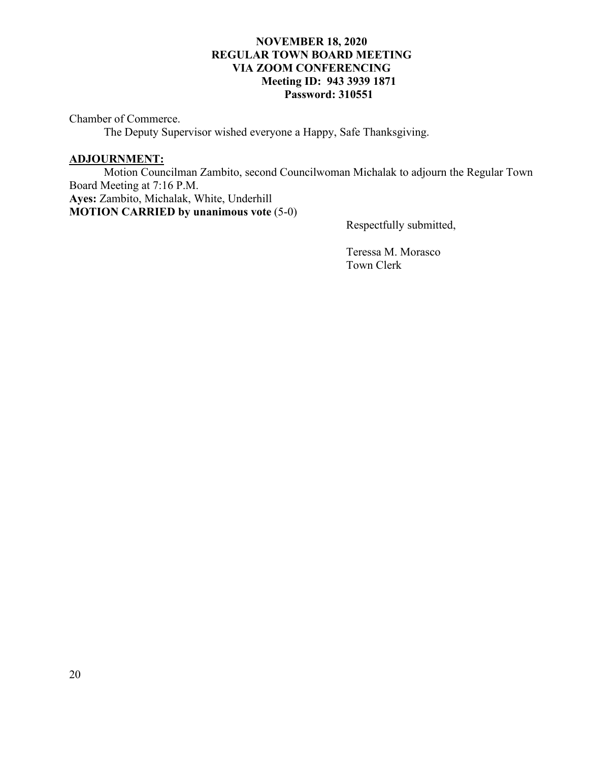Chamber of Commerce.

The Deputy Supervisor wished everyone a Happy, Safe Thanksgiving.

**ADJOURNMENT:**

Motion Councilman Zambito, second Councilwoman Michalak to adjourn the Regular Town Board Meeting at 7:16 P.M.
**Ayes:** Zambito, Michalak, White, Underhill
**MOTION CARRIED by unanimous vote** (5-0)

Respectfully submitted,

Teressa M. Morasco
Town Clerk